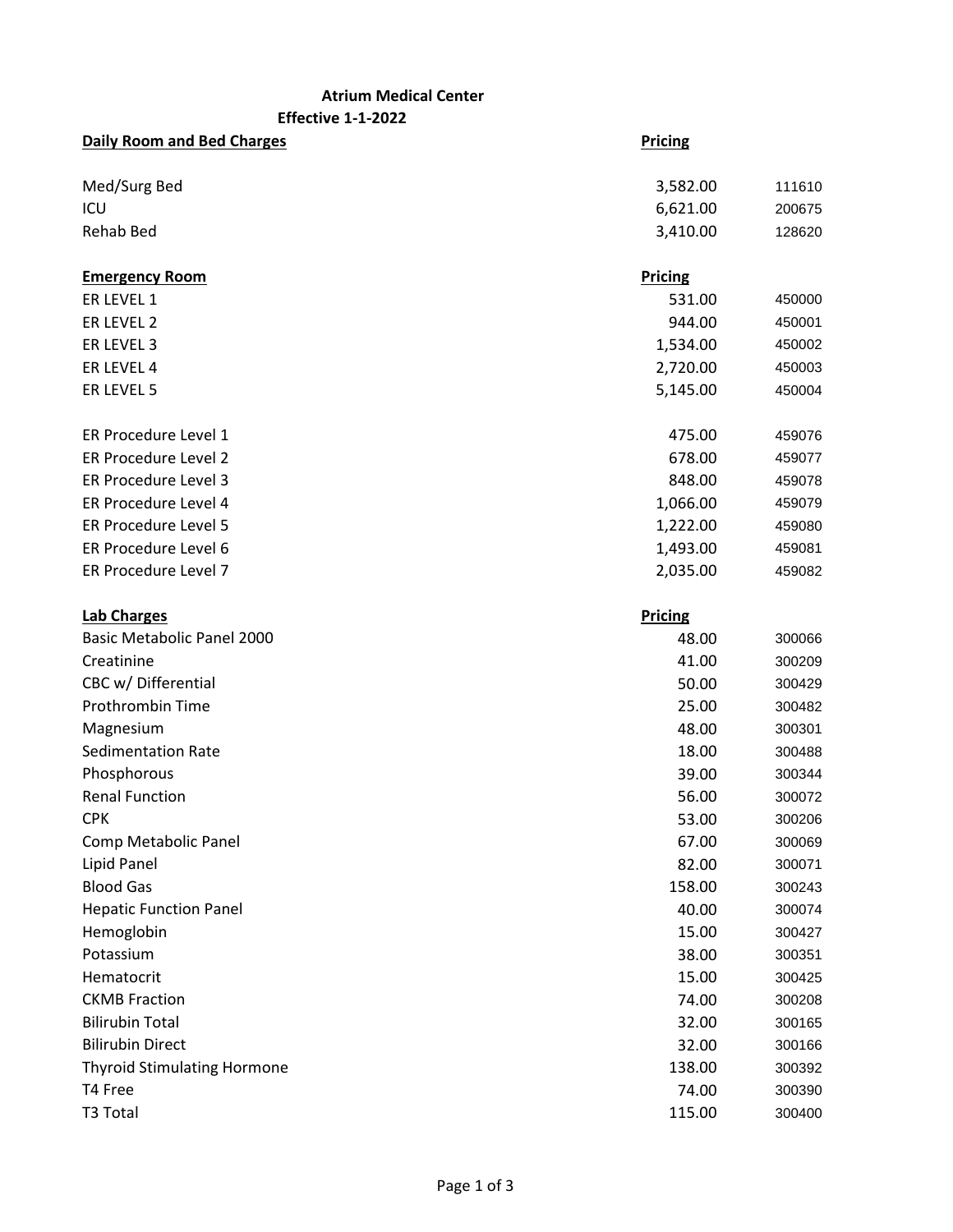**Atrium Medical Center**

**Effective 1-1-2022**

| **Daily Room and Bed Charges** | **Pricing** | |
|---|---|---|
| Med/Surg Bed | 3,582.00 | 111610 |
| ICU | 6,621.00 | 200675 |
| Rehab Bed | 3,410.00 | 128620 |

| **Emergency Room** | **Pricing** | |
|---|---|---|
| ER LEVEL 1 | 531.00 | 450000 |
| ER LEVEL 2 | 944.00 | 450001 |
| ER LEVEL 3 | 1,534.00 | 450002 |
| ER LEVEL 4 | 2,720.00 | 450003 |
| ER LEVEL 5 | 5,145.00 | 450004 |
| | | |
| ER Procedure Level 1 | 475.00 | 459076 |
| ER Procedure Level 2 | 678.00 | 459077 |
| ER Procedure Level 3 | 848.00 | 459078 |
| ER Procedure Level 4 | 1,066.00 | 459079 |
| ER Procedure Level 5 | 1,222.00 | 459080 |
| ER Procedure Level 6 | 1,493.00 | 459081 |
| ER Procedure Level 7 | 2,035.00 | 459082 |

| **Lab Charges** | **Pricing** | |
|---|---|---|
| Basic Metabolic Panel 2000 | 48.00 | 300066 |
| Creatinine | 41.00 | 300209 |
| CBC w/ Differential | 50.00 | 300429 |
| Prothrombin Time | 25.00 | 300482 |
| Magnesium | 48.00 | 300301 |
| Sedimentation Rate | 18.00 | 300488 |
| Phosphorous | 39.00 | 300344 |
| Renal Function | 56.00 | 300072 |
| CPK | 53.00 | 300206 |
| Comp Metabolic Panel | 67.00 | 300069 |
| Lipid Panel | 82.00 | 300071 |
| Blood Gas | 158.00 | 300243 |
| Hepatic Function Panel | 40.00 | 300074 |
| Hemoglobin | 15.00 | 300427 |
| Potassium | 38.00 | 300351 |
| Hematocrit | 15.00 | 300425 |
| CKMB Fraction | 74.00 | 300208 |
| Bilirubin Total | 32.00 | 300165 |
| Bilirubin Direct | 32.00 | 300166 |
| Thyroid Stimulating Hormone | 138.00 | 300392 |
| T4 Free | 74.00 | 300390 |
| T3 Total | 115.00 | 300400 |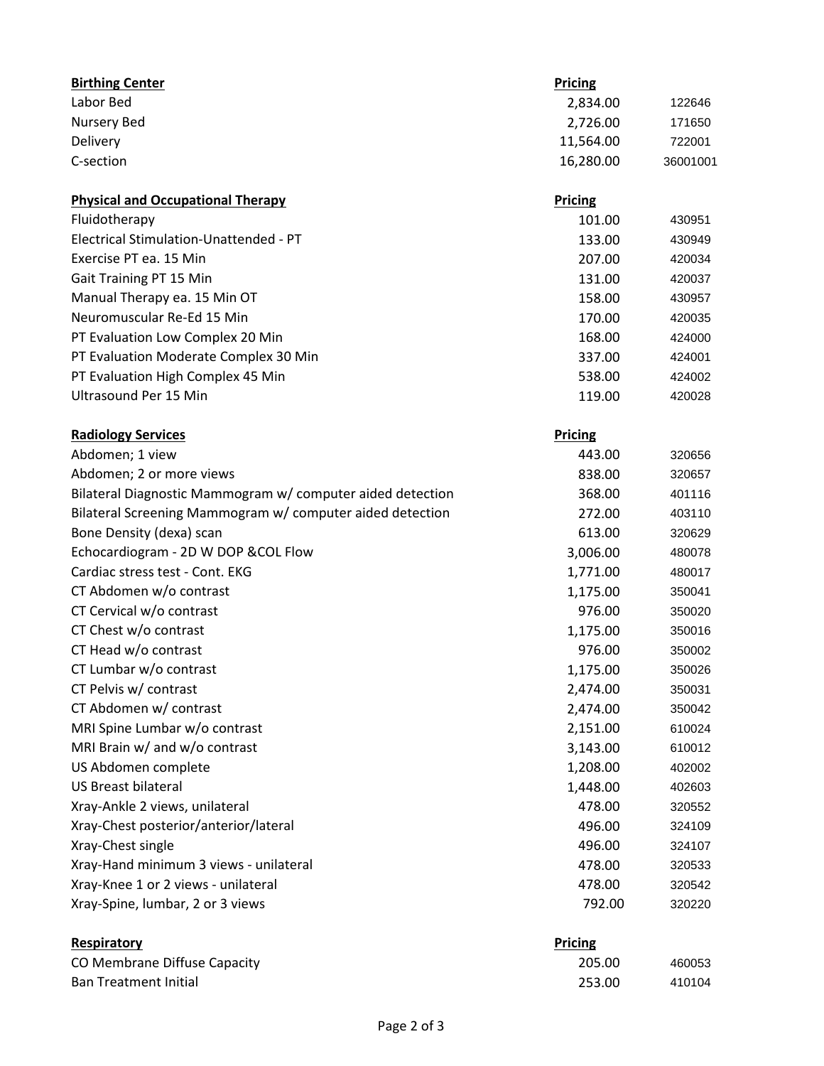| Birthing Center | Pricing | |
|---|---|---|
| Labor Bed | 2,834.00 | 122646 |
| Nursery Bed | 2,726.00 | 171650 |
| Delivery | 11,564.00 | 722001 |
| C-section | 16,280.00 | 36001001 |

| Physical and Occupational Therapy | Pricing | |
|---|---|---|
| Fluidotherapy | 101.00 | 430951 |
| Electrical Stimulation-Unattended - PT | 133.00 | 430949 |
| Exercise PT ea. 15 Min | 207.00 | 420034 |
| Gait Training PT 15 Min | 131.00 | 420037 |
| Manual Therapy ea. 15 Min OT | 158.00 | 430957 |
| Neuromuscular Re-Ed 15 Min | 170.00 | 420035 |
| PT Evaluation Low Complex 20 Min | 168.00 | 424000 |
| PT Evaluation Moderate Complex 30 Min | 337.00 | 424001 |
| PT Evaluation High Complex 45 Min | 538.00 | 424002 |
| Ultrasound Per 15 Min | 119.00 | 420028 |

| Radiology Services | Pricing | |
|---|---|---|
| Abdomen; 1 view | 443.00 | 320656 |
| Abdomen; 2 or more views | 838.00 | 320657 |
| Bilateral Diagnostic Mammogram w/ computer aided detection | 368.00 | 401116 |
| Bilateral Screening Mammogram w/ computer aided detection | 272.00 | 403110 |
| Bone Density (dexa) scan | 613.00 | 320629 |
| Echocardiogram - 2D W DOP &COL Flow | 3,006.00 | 480078 |
| Cardiac stress test - Cont. EKG | 1,771.00 | 480017 |
| CT Abdomen w/o contrast | 1,175.00 | 350041 |
| CT Cervical w/o contrast | 976.00 | 350020 |
| CT Chest w/o contrast | 1,175.00 | 350016 |
| CT Head w/o contrast | 976.00 | 350002 |
| CT Lumbar w/o contrast | 1,175.00 | 350026 |
| CT Pelvis w/ contrast | 2,474.00 | 350031 |
| CT Abdomen w/ contrast | 2,474.00 | 350042 |
| MRI Spine Lumbar w/o contrast | 2,151.00 | 610024 |
| MRI Brain w/ and w/o contrast | 3,143.00 | 610012 |
| US Abdomen complete | 1,208.00 | 402002 |
| US Breast bilateral | 1,448.00 | 402603 |
| Xray-Ankle 2 views, unilateral | 478.00 | 320552 |
| Xray-Chest posterior/anterior/lateral | 496.00 | 324109 |
| Xray-Chest single | 496.00 | 324107 |
| Xray-Hand minimum 3 views - unilateral | 478.00 | 320533 |
| Xray-Knee 1 or 2 views - unilateral | 478.00 | 320542 |
| Xray-Spine, lumbar, 2 or 3 views | 792.00 | 320220 |

| Respiratory | Pricing | |
|---|---|---|
| CO Membrane Diffuse Capacity | 205.00 | 460053 |
| Ban Treatment Initial | 253.00 | 410104 |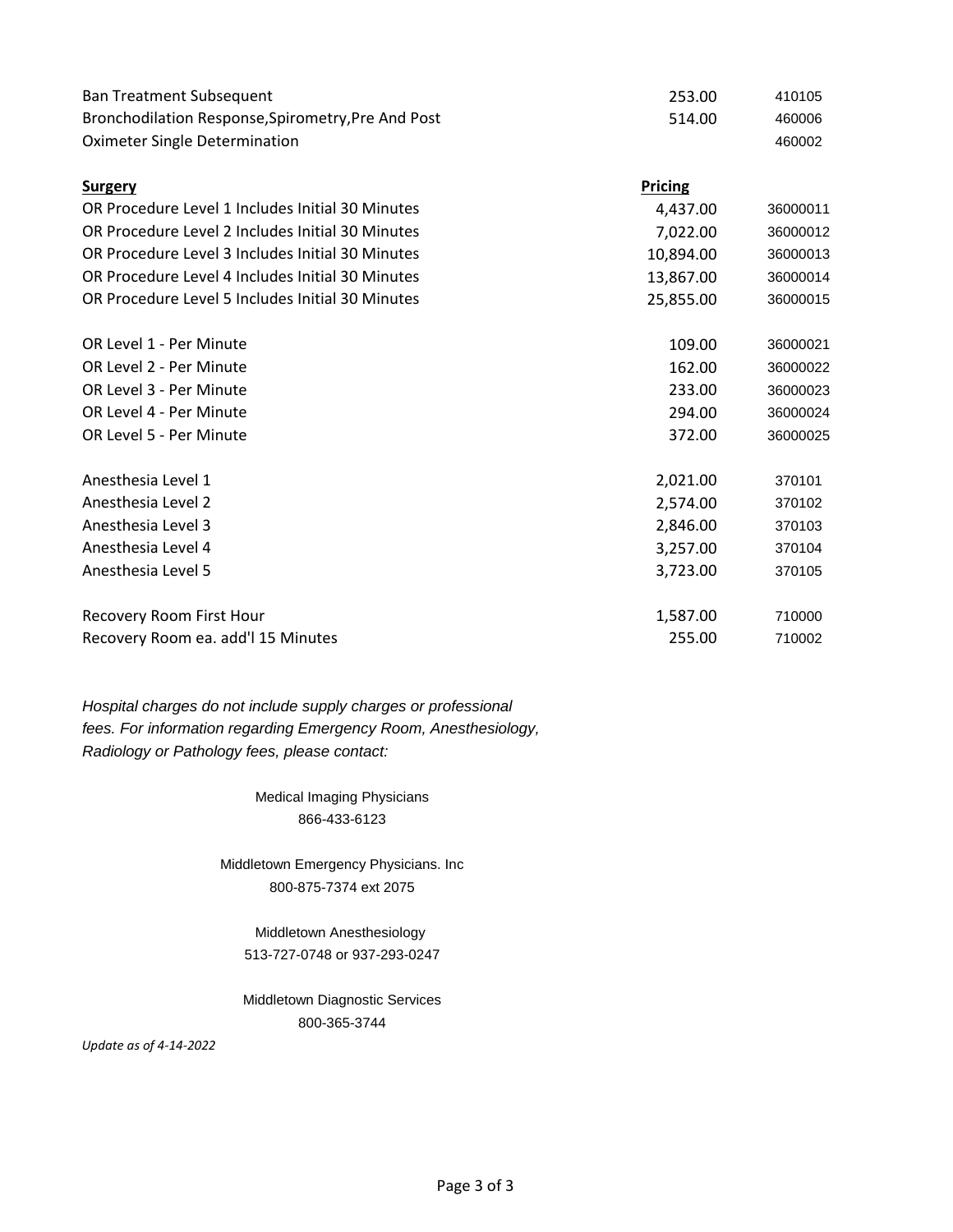| | | |
|---|---|---|
| Ban Treatment Subsequent | 253.00 | 410105 |
| Bronchodilation Response,Spirometry,Pre And Post | 514.00 | 460006 |
| Oximeter Single Determination | | 460002 |

| **Surgery** | **Pricing** | |
|---|---|---|
| OR Procedure Level 1 Includes Initial 30 Minutes | 4,437.00 | 36000011 |
| OR Procedure Level 2 Includes Initial 30 Minutes | 7,022.00 | 36000012 |
| OR Procedure Level 3 Includes Initial 30 Minutes | 10,894.00 | 36000013 |
| OR Procedure Level 4 Includes Initial 30 Minutes | 13,867.00 | 36000014 |
| OR Procedure Level 5 Includes Initial 30 Minutes | 25,855.00 | 36000015 |
| | | |
| OR Level 1 - Per Minute | 109.00 | 36000021 |
| OR Level 2 - Per Minute | 162.00 | 36000022 |
| OR Level 3 - Per Minute | 233.00 | 36000023 |
| OR Level 4 - Per Minute | 294.00 | 36000024 |
| OR Level 5 - Per Minute | 372.00 | 36000025 |
| | | |
| Anesthesia Level 1 | 2,021.00 | 370101 |
| Anesthesia Level 2 | 2,574.00 | 370102 |
| Anesthesia Level 3 | 2,846.00 | 370103 |
| Anesthesia Level 4 | 3,257.00 | 370104 |
| Anesthesia Level 5 | 3,723.00 | 370105 |
| | | |
| Recovery Room First Hour | 1,587.00 | 710000 |
| Recovery Room ea. add'l 15 Minutes | 255.00 | 710002 |

*Hospital charges do not include supply charges or professional fees. For information regarding Emergency Room, Anesthesiology, Radiology or Pathology fees, please contact:*

Medical Imaging Physicians
866-433-6123

Middletown Emergency Physicians. Inc
800-875-7374 ext 2075

Middletown Anesthesiology
513-727-0748 or 937-293-0247

Middletown Diagnostic Services
800-365-3744

*Update as of 4-14-2022*